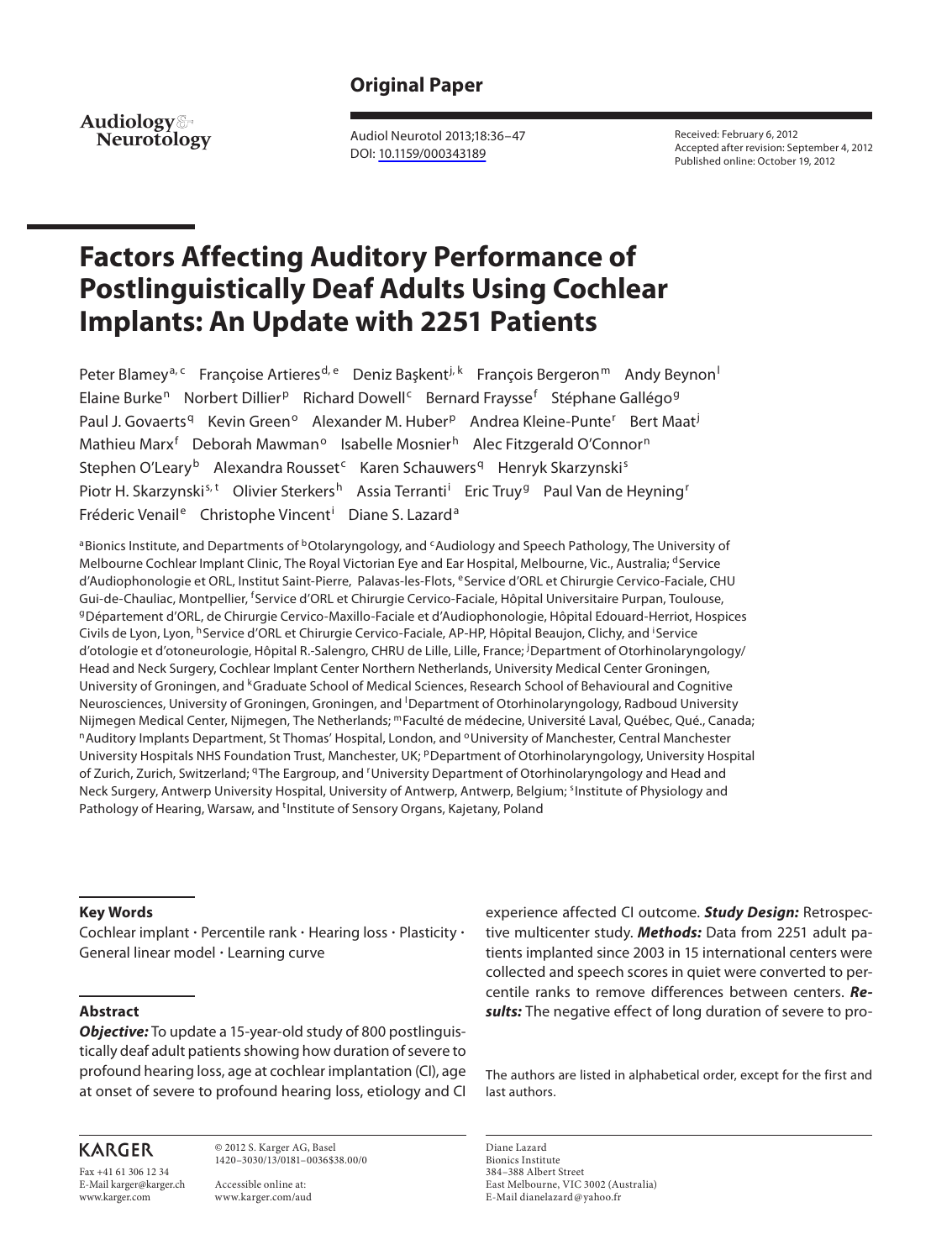## Original Paper

Audiology & Neurotology

Audiol Neurotol 2013;18:36–47
DOI: 10.1159/000343189

Received: February 6, 2012
Accepted after revision: September 4, 2012
Published online: October 19, 2012

# Factors Affecting Auditory Performance of Postlinguistically Deaf Adults Using Cochlear Implants: An Update with 2251 Patients

Peter Blamey[a, c] Françoise Artieres[d, e] Deniz Başkent[j, k] François Bergeron[m] Andy Beynon[l] Elaine Burke[n] Norbert Dillier[p] Richard Dowell[c] Bernard Fraysse[f] Stéphane Gallégo[g] Paul J. Govaerts[q] Kevin Green[o] Alexander M. Huber[p] Andrea Kleine-Punte[r] Bert Maat[j] Mathieu Marx[f] Deborah Mawman[o] Isabelle Mosnier[h] Alec Fitzgerald O'Connor[n] Stephen O'Leary[b] Alexandra Rousset[c] Karen Schauwers[q] Henryk Skarzynski[s] Piotr H. Skarzynski[s, t] Olivier Sterkers[h] Assia Terranti[i] Eric Truy[g] Paul Van de Heyning[r] Fréderic Venail[e] Christophe Vincent[i] Diane S. Lazard[a]

[a]Bionics Institute, and Departments of [b]Otolaryngology, and [c]Audiology and Speech Pathology, The University of Melbourne Cochlear Implant Clinic, The Royal Victorian Eye and Ear Hospital, Melbourne, Vic., Australia; [d]Service d'Audiophonologie et ORL, Institut Saint-Pierre, Palavas-les-Flots, [e]Service d'ORL et Chirurgie Cervico-Faciale, CHU Gui-de-Chauliac, Montpellier, [f]Service d'ORL et Chirurgie Cervico-Faciale, Hôpital Universitaire Purpan, Toulouse, [g]Département d'ORL, de Chirurgie Cervico-Maxillo-Faciale et d'Audiophonologie, Hôpital Edouard-Herriot, Hospices Civils de Lyon, Lyon, [h]Service d'ORL et Chirurgie Cervico-Faciale, AP-HP, Hôpital Beaujon, Clichy, and [i]Service d'otologie et d'otoneurologie, Hôpital R.-Salengro, CHRU de Lille, Lille, France; [j]Department of Otorhinolaryngology/Head and Neck Surgery, Cochlear Implant Center Northern Netherlands, University Medical Center Groningen, University of Groningen, and [k]Graduate School of Medical Sciences, Research School of Behavioural and Cognitive Neurosciences, University of Groningen, Groningen, and [l]Department of Otorhinolaryngology, Radboud University Nijmegen Medical Center, Nijmegen, The Netherlands; [m]Faculté de médecine, Université Laval, Québec, Qué., Canada; [n]Auditory Implants Department, St Thomas' Hospital, London, and [o]University of Manchester, Central Manchester University Hospitals NHS Foundation Trust, Manchester, UK; [p]Department of Otorhinolaryngology, University Hospital of Zurich, Zurich, Switzerland; [q]The Eargroup, and [r]University Department of Otorhinolaryngology and Head and Neck Surgery, Antwerp University Hospital, University of Antwerp, Antwerp, Belgium; [s]Institute of Physiology and Pathology of Hearing, Warsaw, and [t]Institute of Sensory Organs, Kajetany, Poland

### Key Words

Cochlear implant · Percentile rank · Hearing loss · Plasticity · General linear model · Learning curve

### Abstract

***Objective:*** To update a 15-year-old study of 800 postlinguistically deaf adult patients showing how duration of severe to profound hearing loss, age at cochlear implantation (CI), age at onset of severe to profound hearing loss, etiology and CI experience affected CI outcome. ***Study Design:*** Retrospective multicenter study. ***Methods:*** Data from 2251 adult patients implanted since 2003 in 15 international centers were collected and speech scores in quiet were converted to percentile ranks to remove differences between centers. ***Results:*** The negative effect of long duration of severe to pro-

The authors are listed in alphabetical order, except for the first and last authors.

KARGER
Fax +41 61 306 12 34
E-Mail karger@karger.ch
www.karger.com

© 2012 S. Karger AG, Basel
1420–3030/13/0181–0036$38.00/0

Accessible online at:
www.karger.com/aud

Diane Lazard
Bionics Institute
384–388 Albert Street
East Melbourne, VIC 3002 (Australia)
E-Mail dianelazard@yahoo.fr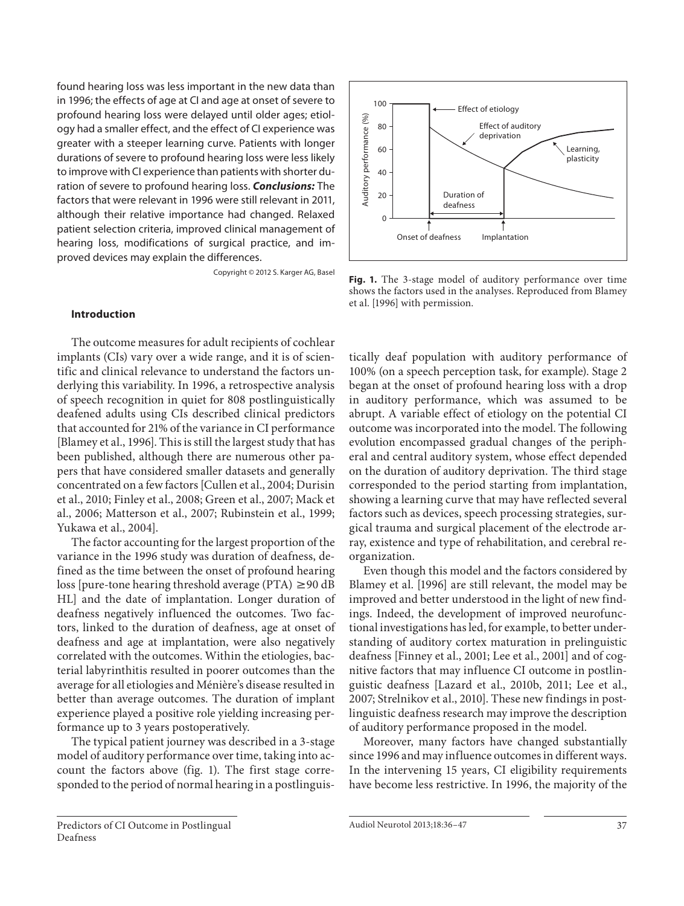found hearing loss was less important in the new data than in 1996; the effects of age at CI and age at onset of severe to profound hearing loss were delayed until older ages; etiology had a smaller effect, and the effect of CI experience was greater with a steeper learning curve. Patients with longer durations of severe to profound hearing loss were less likely to improve with CI experience than patients with shorter duration of severe to profound hearing loss. ***Conclusions:*** The factors that were relevant in 1996 were still relevant in 2011, although their relative importance had changed. Relaxed patient selection criteria, improved clinical management of hearing loss, modifications of surgical practice, and improved devices may explain the differences.

Copyright © 2012 S. Karger AG, Basel

**Fig. 1.** The 3-stage model of auditory performance over time shows the factors used in the analyses. Reproduced from Blamey et al. [1996] with permission.

## Introduction

The outcome measures for adult recipients of cochlear implants (CIs) vary over a wide range, and it is of scientific and clinical relevance to understand the factors underlying this variability. In 1996, a retrospective analysis of speech recognition in quiet for 808 postlinguistically deafened adults using CIs described clinical predictors that accounted for 21% of the variance in CI performance [Blamey et al., 1996]. This is still the largest study that has been published, although there are numerous other papers that have considered smaller datasets and generally concentrated on a few factors [Cullen et al., 2004; Durisin et al., 2010; Finley et al., 2008; Green et al., 2007; Mack et al., 2006; Matterson et al., 2007; Rubinstein et al., 1999; Yukawa et al., 2004].

The factor accounting for the largest proportion of the variance in the 1996 study was duration of deafness, defined as the time between the onset of profound hearing loss [pure-tone hearing threshold average (PTA) ≥90 dB HL] and the date of implantation. Longer duration of deafness negatively influenced the outcomes. Two factors, linked to the duration of deafness, age at onset of deafness and age at implantation, were also negatively correlated with the outcomes. Within the etiologies, bacterial labyrinthitis resulted in poorer outcomes than the average for all etiologies and Ménière's disease resulted in better than average outcomes. The duration of implant experience played a positive role yielding increasing performance up to 3 years postoperatively.

The typical patient journey was described in a 3-stage model of auditory performance over time, taking into account the factors above (fig. 1). The first stage corresponded to the period of normal hearing in a postlinguistically deaf population with auditory performance of 100% (on a speech perception task, for example). Stage 2 began at the onset of profound hearing loss with a drop in auditory performance, which was assumed to be abrupt. A variable effect of etiology on the potential CI outcome was incorporated into the model. The following evolution encompassed gradual changes of the peripheral and central auditory system, whose effect depended on the duration of auditory deprivation. The third stage corresponded to the period starting from implantation, showing a learning curve that may have reflected several factors such as devices, speech processing strategies, surgical trauma and surgical placement of the electrode array, existence and type of rehabilitation, and cerebral reorganization.

Even though this model and the factors considered by Blamey et al. [1996] are still relevant, the model may be improved and better understood in the light of new findings. Indeed, the development of improved neurofunctional investigations has led, for example, to better understanding of auditory cortex maturation in prelinguistic deafness [Finney et al., 2001; Lee et al., 2001] and of cognitive factors that may influence CI outcome in postlinguistic deafness [Lazard et al., 2010b, 2011; Lee et al., 2007; Strelnikov et al., 2010]. These new findings in postlinguistic deafness research may improve the description of auditory performance proposed in the model.

Moreover, many factors have changed substantially since 1996 and may influence outcomes in different ways. In the intervening 15 years, CI eligibility requirements have become less restrictive. In 1996, the majority of the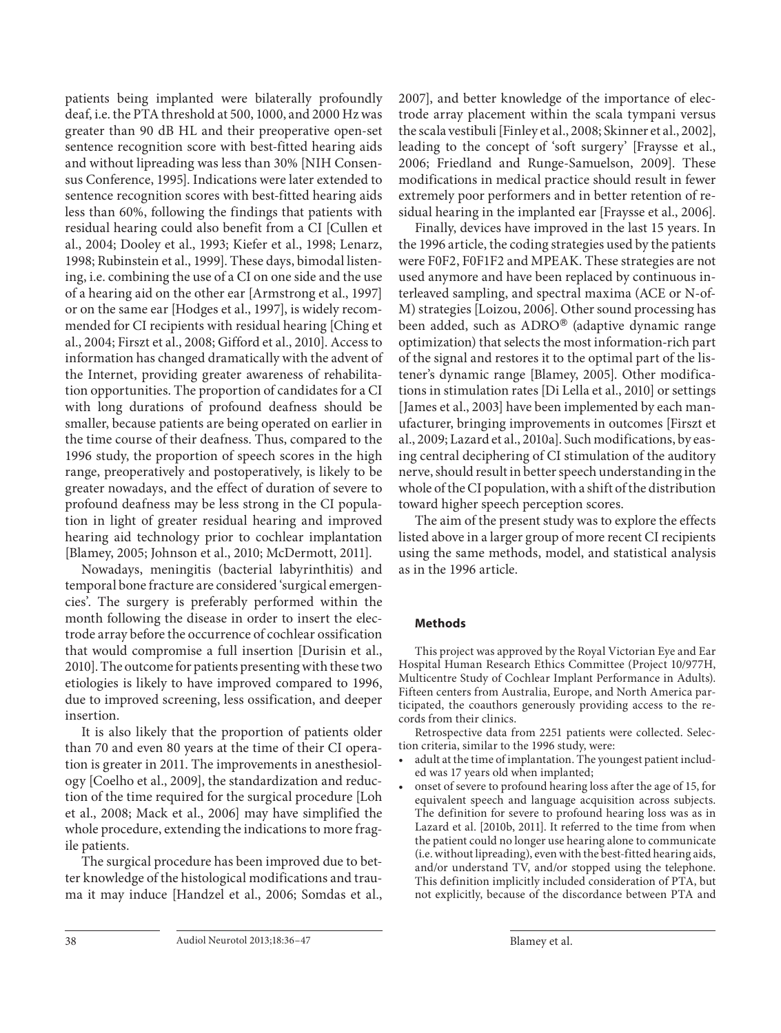patients being implanted were bilaterally profoundly deaf, i.e. the PTA threshold at 500, 1000, and 2000 Hz was greater than 90 dB HL and their preoperative open-set sentence recognition score with best-fitted hearing aids and without lipreading was less than 30% [NIH Consensus Conference, 1995]. Indications were later extended to sentence recognition scores with best-fitted hearing aids less than 60%, following the findings that patients with residual hearing could also benefit from a CI [Cullen et al., 2004; Dooley et al., 1993; Kiefer et al., 1998; Lenarz, 1998; Rubinstein et al., 1999]. These days, bimodal listening, i.e. combining the use of a CI on one side and the use of a hearing aid on the other ear [Armstrong et al., 1997] or on the same ear [Hodges et al., 1997], is widely recommended for CI recipients with residual hearing [Ching et al., 2004; Firszt et al., 2008; Gifford et al., 2010]. Access to information has changed dramatically with the advent of the Internet, providing greater awareness of rehabilitation opportunities. The proportion of candidates for a CI with long durations of profound deafness should be smaller, because patients are being operated on earlier in the time course of their deafness. Thus, compared to the 1996 study, the proportion of speech scores in the high range, preoperatively and postoperatively, is likely to be greater nowadays, and the effect of duration of severe to profound deafness may be less strong in the CI population in light of greater residual hearing and improved hearing aid technology prior to cochlear implantation [Blamey, 2005; Johnson et al., 2010; McDermott, 2011].

Nowadays, meningitis (bacterial labyrinthitis) and temporal bone fracture are considered 'surgical emergencies'. The surgery is preferably performed within the month following the disease in order to insert the electrode array before the occurrence of cochlear ossification that would compromise a full insertion [Durisin et al., 2010]. The outcome for patients presenting with these two etiologies is likely to have improved compared to 1996, due to improved screening, less ossification, and deeper insertion.

It is also likely that the proportion of patients older than 70 and even 80 years at the time of their CI operation is greater in 2011. The improvements in anesthesiology [Coelho et al., 2009], the standardization and reduction of the time required for the surgical procedure [Loh et al., 2008; Mack et al., 2006] may have simplified the whole procedure, extending the indications to more fragile patients.

The surgical procedure has been improved due to better knowledge of the histological modifications and trauma it may induce [Handzel et al., 2006; Somdas et al., 2007], and better knowledge of the importance of electrode array placement within the scala tympani versus the scala vestibuli [Finley et al., 2008; Skinner et al., 2002], leading to the concept of 'soft surgery' [Fraysse et al., 2006; Friedland and Runge-Samuelson, 2009]. These modifications in medical practice should result in fewer extremely poor performers and in better retention of residual hearing in the implanted ear [Fraysse et al., 2006].

Finally, devices have improved in the last 15 years. In the 1996 article, the coding strategies used by the patients were F0F2, F0F1F2 and MPEAK. These strategies are not used anymore and have been replaced by continuous interleaved sampling, and spectral maxima (ACE or N-of-M) strategies [Loizou, 2006]. Other sound processing has been added, such as ADRO® (adaptive dynamic range optimization) that selects the most information-rich part of the signal and restores it to the optimal part of the listener's dynamic range [Blamey, 2005]. Other modifications in stimulation rates [Di Lella et al., 2010] or settings [James et al., 2003] have been implemented by each manufacturer, bringing improvements in outcomes [Firszt et al., 2009; Lazard et al., 2010a]. Such modifications, by easing central deciphering of CI stimulation of the auditory nerve, should result in better speech understanding in the whole of the CI population, with a shift of the distribution toward higher speech perception scores.

The aim of the present study was to explore the effects listed above in a larger group of more recent CI recipients using the same methods, model, and statistical analysis as in the 1996 article.

## Methods

This project was approved by the Royal Victorian Eye and Ear Hospital Human Research Ethics Committee (Project 10/977H, Multicentre Study of Cochlear Implant Performance in Adults). Fifteen centers from Australia, Europe, and North America participated, the coauthors generously providing access to the records from their clinics.

Retrospective data from 2251 patients were collected. Selection criteria, similar to the 1996 study, were:

- adult at the time of implantation. The youngest patient included was 17 years old when implanted;
- onset of severe to profound hearing loss after the age of 15, for equivalent speech and language acquisition across subjects. The definition for severe to profound hearing loss was as in Lazard et al. [2010b, 2011]. It referred to the time from when the patient could no longer use hearing alone to communicate (i.e. without lipreading), even with the best-fitted hearing aids, and/or understand TV, and/or stopped using the telephone. This definition implicitly included consideration of PTA, but not explicitly, because of the discordance between PTA and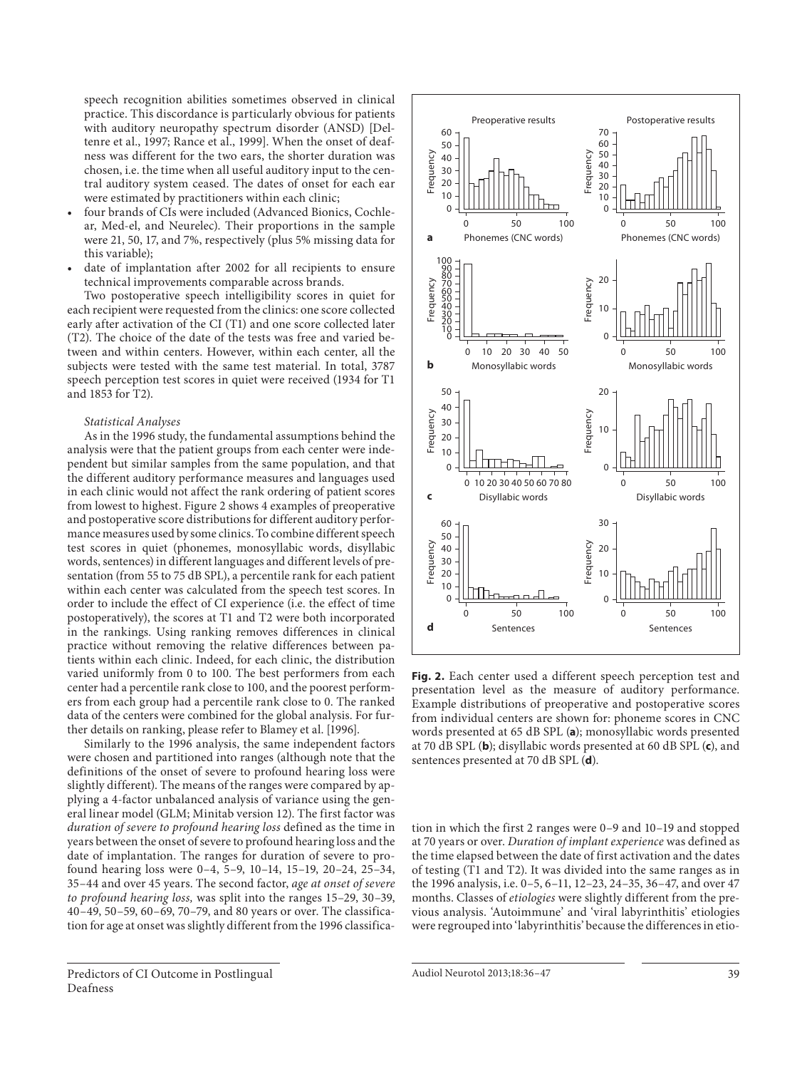speech recognition abilities sometimes observed in clinical practice. This discordance is particularly obvious for patients with auditory neuropathy spectrum disorder (ANSD) [Deltenre et al., 1997; Rance et al., 1999]. When the onset of deafness was different for the two ears, the shorter duration was chosen, i.e. the time when all useful auditory input to the central auditory system ceased. The dates of onset for each ear were estimated by practitioners within each clinic;

- four brands of CIs were included (Advanced Bionics, Cochlear, Med-el, and Neurelec). Their proportions in the sample were 21, 50, 17, and 7%, respectively (plus 5% missing data for this variable);
- date of implantation after 2002 for all recipients to ensure technical improvements comparable across brands.

Two postoperative speech intelligibility scores in quiet for each recipient were requested from the clinics: one score collected early after activation of the CI (T1) and one score collected later (T2). The choice of the date of the tests was free and varied between and within centers. However, within each center, all the subjects were tested with the same test material. In total, 3787 speech perception test scores in quiet were received (1934 for T1 and 1853 for T2).

*Statistical Analyses*

As in the 1996 study, the fundamental assumptions behind the analysis were that the patient groups from each center were independent but similar samples from the same population, and that the different auditory performance measures and languages used in each clinic would not affect the rank ordering of patient scores from lowest to highest. Figure 2 shows 4 examples of preoperative and postoperative score distributions for different auditory performance measures used by some clinics. To combine different speech test scores in quiet (phonemes, monosyllabic words, disyllabic words, sentences) in different languages and different levels of presentation (from 55 to 75 dB SPL), a percentile rank for each patient within each center was calculated from the speech test scores. In order to include the effect of CI experience (i.e. the effect of time postoperatively), the scores at T1 and T2 were both incorporated in the rankings. Using ranking removes differences in clinical practice without removing the relative differences between patients within each clinic. Indeed, for each clinic, the distribution varied uniformly from 0 to 100. The best performers from each center had a percentile rank close to 100, and the poorest performers from each group had a percentile rank close to 0. The ranked data of the centers were combined for the global analysis. For further details on ranking, please refer to Blamey et al. [1996].

Similarly to the 1996 analysis, the same independent factors were chosen and partitioned into ranges (although note that the definitions of the onset of severe to profound hearing loss were slightly different). The means of the ranges were compared by applying a 4-factor unbalanced analysis of variance using the general linear model (GLM; Minitab version 12). The first factor was *duration of severe to profound hearing loss* defined as the time in years between the onset of severe to profound hearing loss and the date of implantation. The ranges for duration of severe to profound hearing loss were 0–4, 5–9, 10–14, 15–19, 20–24, 25–34, 35–44 and over 45 years. The second factor, *age at onset of severe to profound hearing loss,* was split into the ranges 15–29, 30–39, 40–49, 50–59, 60–69, 70–79, and 80 years or over. The classification for age at onset was slightly different from the 1996 classification in which the first 2 ranges were 0–9 and 10–19 and stopped at 70 years or over. *Duration of implant experience* was defined as the time elapsed between the date of first activation and the dates of testing (T1 and T2). It was divided into the same ranges as in the 1996 analysis, i.e. 0–5, 6–11, 12–23, 24–35, 36–47, and over 47 months. Classes of *etiologies* were slightly different from the previous analysis. 'Autoimmune' and 'viral labyrinthitis' etiologies were regrouped into 'labyrinthitis' because the differences in etio-

**Fig. 2.** Each center used a different speech perception test and presentation level as the measure of auditory performance. Example distributions of preoperative and postoperative scores from individual centers are shown for: phoneme scores in CNC words presented at 65 dB SPL (**a**); monosyllabic words presented at 70 dB SPL (**b**); disyllabic words presented at 60 dB SPL (**c**), and sentences presented at 70 dB SPL (**d**).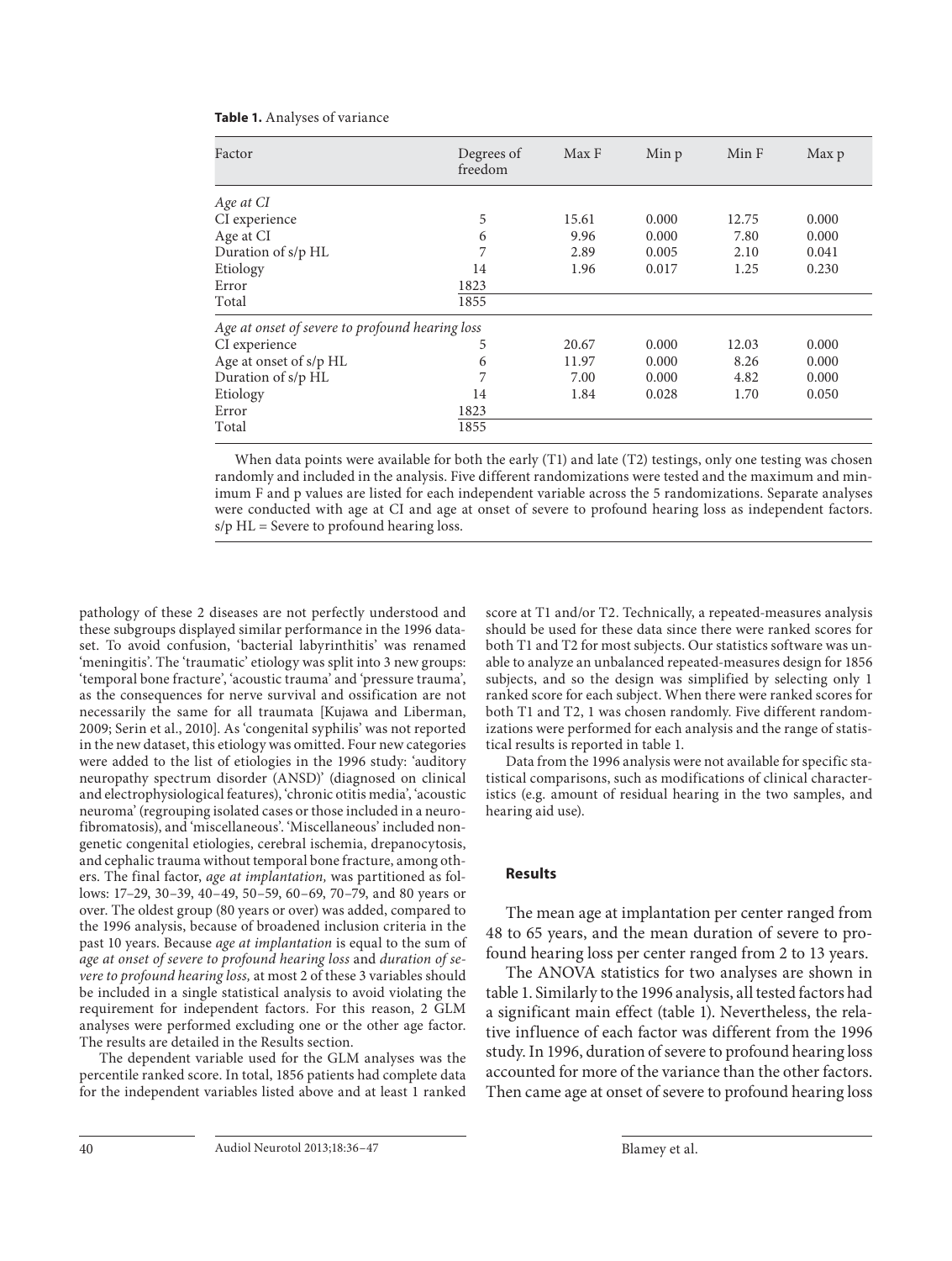**Table 1.** Analyses of variance

| Factor | Degrees of freedom | Max F | Min p | Min F | Max p |
|---|---|---|---|---|---|
| *Age at CI* | | | | | |
| CI experience | 5 | 15.61 | 0.000 | 12.75 | 0.000 |
| Age at CI | 6 | 9.96 | 0.000 | 7.80 | 0.000 |
| Duration of s/p HL | 7 | 2.89 | 0.005 | 2.10 | 0.041 |
| Etiology | 14 | 1.96 | 0.017 | 1.25 | 0.230 |
| Error | 1823 | | | | |
| Total | 1855 | | | | |
| *Age at onset of severe to profound hearing loss* | | | | | |
| CI experience | 5 | 20.67 | 0.000 | 12.03 | 0.000 |
| Age at onset of s/p HL | 6 | 11.97 | 0.000 | 8.26 | 0.000 |
| Duration of s/p HL | 7 | 7.00 | 0.000 | 4.82 | 0.000 |
| Etiology | 14 | 1.84 | 0.028 | 1.70 | 0.050 |
| Error | 1823 | | | | |
| Total | 1855 | | | | |

When data points were available for both the early (T1) and late (T2) testings, only one testing was chosen randomly and included in the analysis. Five different randomizations were tested and the maximum and minimum F and p values are listed for each independent variable across the 5 randomizations. Separate analyses were conducted with age at CI and age at onset of severe to profound hearing loss as independent factors. s/p HL = Severe to profound hearing loss.

pathology of these 2 diseases are not perfectly understood and these subgroups displayed similar performance in the 1996 dataset. To avoid confusion, 'bacterial labyrinthitis' was renamed 'meningitis'. The 'traumatic' etiology was split into 3 new groups: 'temporal bone fracture', 'acoustic trauma' and 'pressure trauma', as the consequences for nerve survival and ossification are not necessarily the same for all traumata [Kujawa and Liberman, 2009; Serin et al., 2010]. As 'congenital syphilis' was not reported in the new dataset, this etiology was omitted. Four new categories were added to the list of etiologies in the 1996 study: 'auditory neuropathy spectrum disorder (ANSD)' (diagnosed on clinical and electrophysiological features), 'chronic otitis media', 'acoustic neuroma' (regrouping isolated cases or those included in a neurofibromatosis), and 'miscellaneous'. 'Miscellaneous' included nongenetic congenital etiologies, cerebral ischemia, drepanocytosis, and cephalic trauma without temporal bone fracture, among others. The final factor, *age at implantation,* was partitioned as follows: 17–29, 30–39, 40–49, 50–59, 60–69, 70–79, and 80 years or over. The oldest group (80 years or over) was added, compared to the 1996 analysis, because of broadened inclusion criteria in the past 10 years. Because *age at implantation* is equal to the sum of *age at onset of severe to profound hearing loss* and *duration of severe to profound hearing loss,* at most 2 of these 3 variables should be included in a single statistical analysis to avoid violating the requirement for independent factors. For this reason, 2 GLM analyses were performed excluding one or the other age factor. The results are detailed in the Results section.

The dependent variable used for the GLM analyses was the percentile ranked score. In total, 1856 patients had complete data for the independent variables listed above and at least 1 ranked score at T1 and/or T2. Technically, a repeated-measures analysis should be used for these data since there were ranked scores for both T1 and T2 for most subjects. Our statistics software was unable to analyze an unbalanced repeated-measures design for 1856 subjects, and so the design was simplified by selecting only 1 ranked score for each subject. When there were ranked scores for both T1 and T2, 1 was chosen randomly. Five different randomizations were performed for each analysis and the range of statistical results is reported in table 1.

Data from the 1996 analysis were not available for specific statistical comparisons, such as modifications of clinical characteristics (e.g. amount of residual hearing in the two samples, and hearing aid use).

## Results

The mean age at implantation per center ranged from 48 to 65 years, and the mean duration of severe to profound hearing loss per center ranged from 2 to 13 years.

The ANOVA statistics for two analyses are shown in table 1. Similarly to the 1996 analysis, all tested factors had a significant main effect (table 1). Nevertheless, the relative influence of each factor was different from the 1996 study. In 1996, duration of severe to profound hearing loss accounted for more of the variance than the other factors. Then came age at onset of severe to profound hearing loss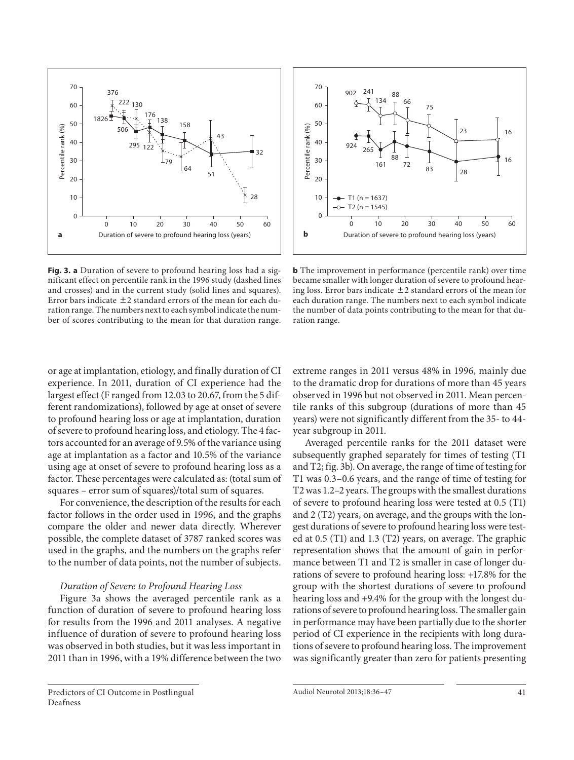**Fig. 3. a** Duration of severe to profound hearing loss had a significant effect on percentile rank in the 1996 study (dashed lines and crosses) and in the current study (solid lines and squares). Error bars indicate ±2 standard errors of the mean for each duration range. The numbers next to each symbol indicate the number of scores contributing to the mean for that duration range. **b** The improvement in performance (percentile rank) over time became smaller with longer duration of severe to profound hearing loss. Error bars indicate ±2 standard errors of the mean for each duration range. The numbers next to each symbol indicate the number of data points contributing to the mean for that duration range.

or age at implantation, etiology, and finally duration of CI experience. In 2011, duration of CI experience had the largest effect (F ranged from 12.03 to 20.67, from the 5 different randomizations), followed by age at onset of severe to profound hearing loss or age at implantation, duration of severe to profound hearing loss, and etiology. The 4 factors accounted for an average of 9.5% of the variance using age at implantation as a factor and 10.5% of the variance using age at onset of severe to profound hearing loss as a factor. These percentages were calculated as: (total sum of squares – error sum of squares)/total sum of squares.

For convenience, the description of the results for each factor follows in the order used in 1996, and the graphs compare the older and newer data directly. Wherever possible, the complete dataset of 3787 ranked scores was used in the graphs, and the numbers on the graphs refer to the number of data points, not the number of subjects.

*Duration of Severe to Profound Hearing Loss*

Figure 3a shows the averaged percentile rank as a function of duration of severe to profound hearing loss for results from the 1996 and 2011 analyses. A negative influence of duration of severe to profound hearing loss was observed in both studies, but it was less important in 2011 than in 1996, with a 19% difference between the two extreme ranges in 2011 versus 48% in 1996, mainly due to the dramatic drop for durations of more than 45 years observed in 1996 but not observed in 2011. Mean percentile ranks of this subgroup (durations of more than 45 years) were not significantly different from the 35- to 44-year subgroup in 2011.

Averaged percentile ranks for the 2011 dataset were subsequently graphed separately for times of testing (T1 and T2; fig. 3b). On average, the range of time of testing for T1 was 0.3–0.6 years, and the range of time of testing for T2 was 1.2–2 years. The groups with the smallest durations of severe to profound hearing loss were tested at 0.5 (T1) and 2 (T2) years, on average, and the groups with the longest durations of severe to profound hearing loss were tested at 0.5 (T1) and 1.3 (T2) years, on average. The graphic representation shows that the amount of gain in performance between T1 and T2 is smaller in case of longer durations of severe to profound hearing loss: +17.8% for the group with the shortest durations of severe to profound hearing loss and +9.4% for the group with the longest durations of severe to profound hearing loss. The smaller gain in performance may have been partially due to the shorter period of CI experience in the recipients with long durations of severe to profound hearing loss. The improvement was significantly greater than zero for patients presenting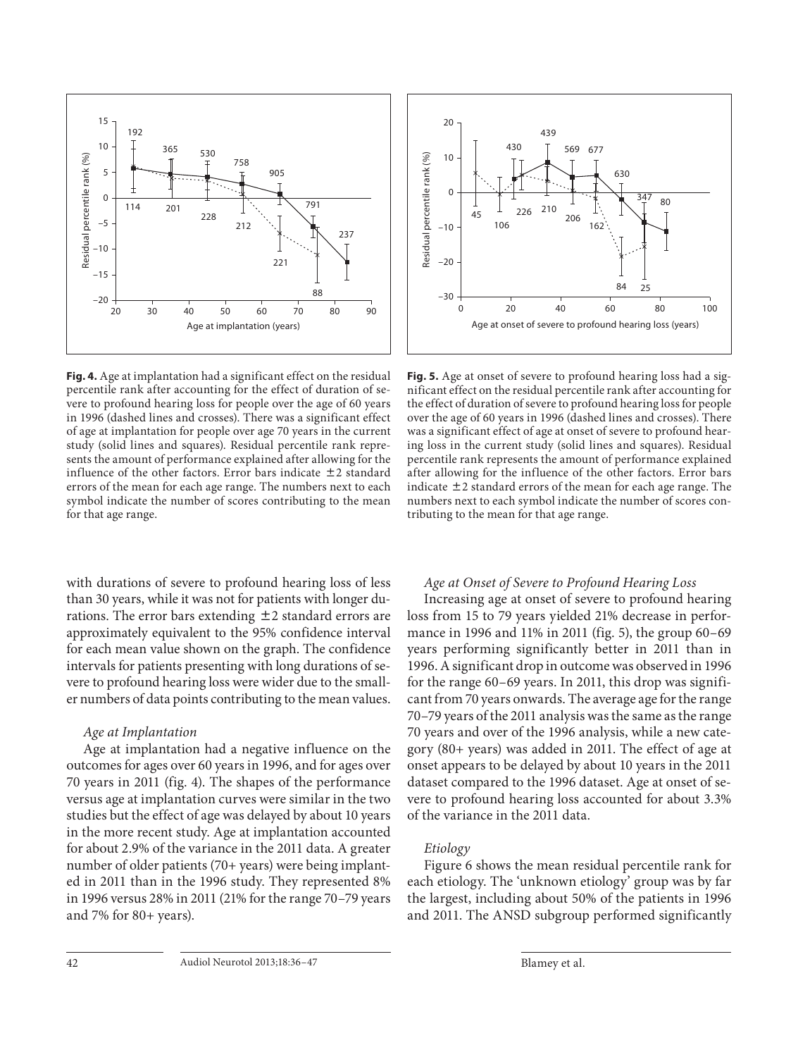**Fig. 4.** Age at implantation had a significant effect on the residual percentile rank after accounting for the effect of duration of severe to profound hearing loss for people over the age of 60 years in 1996 (dashed lines and crosses). There was a significant effect of age at implantation for people over age 70 years in the current study (solid lines and squares). Residual percentile rank represents the amount of performance explained after allowing for the influence of the other factors. Error bars indicate ±2 standard errors of the mean for each age range. The numbers next to each symbol indicate the number of scores contributing to the mean for that age range.

**Fig. 5.** Age at onset of severe to profound hearing loss had a significant effect on the residual percentile rank after accounting for the effect of duration of severe to profound hearing loss for people over the age of 60 years in 1996 (dashed lines and crosses). There was a significant effect of age at onset of severe to profound hearing loss in the current study (solid lines and squares). Residual percentile rank represents the amount of performance explained after allowing for the influence of the other factors. Error bars indicate ±2 standard errors of the mean for each age range. The numbers next to each symbol indicate the number of scores contributing to the mean for that age range.

with durations of severe to profound hearing loss of less than 30 years, while it was not for patients with longer durations. The error bars extending ±2 standard errors are approximately equivalent to the 95% confidence interval for each mean value shown on the graph. The confidence intervals for patients presenting with long durations of severe to profound hearing loss were wider due to the smaller numbers of data points contributing to the mean values.

*Age at Implantation*

Age at implantation had a negative influence on the outcomes for ages over 60 years in 1996, and for ages over 70 years in 2011 (fig. 4). The shapes of the performance versus age at implantation curves were similar in the two studies but the effect of age was delayed by about 10 years in the more recent study. Age at implantation accounted for about 2.9% of the variance in the 2011 data. A greater number of older patients (70+ years) were being implanted in 2011 than in the 1996 study. They represented 8% in 1996 versus 28% in 2011 (21% for the range 70–79 years and 7% for 80+ years).

*Age at Onset of Severe to Profound Hearing Loss*

Increasing age at onset of severe to profound hearing loss from 15 to 79 years yielded 21% decrease in performance in 1996 and 11% in 2011 (fig. 5), the group 60–69 years performing significantly better in 2011 than in 1996. A significant drop in outcome was observed in 1996 for the range 60–69 years. In 2011, this drop was significant from 70 years onwards. The average age for the range 70–79 years of the 2011 analysis was the same as the range 70 years and over of the 1996 analysis, while a new category (80+ years) was added in 2011. The effect of age at onset appears to be delayed by about 10 years in the 2011 dataset compared to the 1996 dataset. Age at onset of severe to profound hearing loss accounted for about 3.3% of the variance in the 2011 data.

*Etiology*

Figure 6 shows the mean residual percentile rank for each etiology. The 'unknown etiology' group was by far the largest, including about 50% of the patients in 1996 and 2011. The ANSD subgroup performed significantly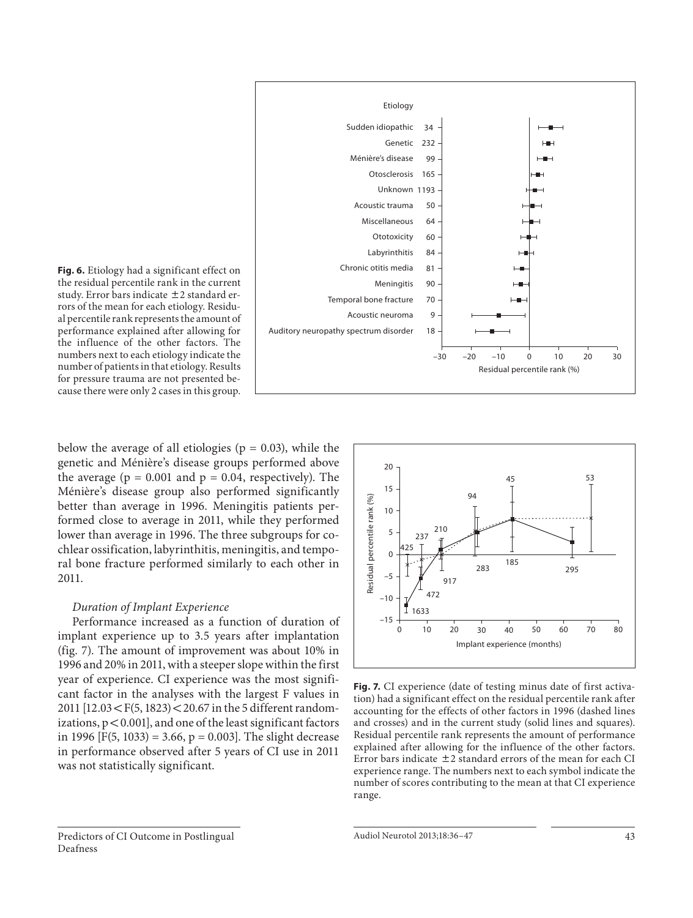**Fig. 6.** Etiology had a significant effect on the residual percentile rank in the current study. Error bars indicate ±2 standard errors of the mean for each etiology. Residual percentile rank represents the amount of performance explained after allowing for the influence of the other factors. The numbers next to each etiology indicate the number of patients in that etiology. Results for pressure trauma are not presented because there were only 2 cases in this group.

below the average of all etiologies ($p = 0.03$), while the genetic and Ménière's disease groups performed above the average ($p = 0.001$ and $p = 0.04$, respectively). The Ménière's disease group also performed significantly better than average in 1996. Meningitis patients performed close to average in 2011, while they performed lower than average in 1996. The three subgroups for cochlear ossification, labyrinthitis, meningitis, and temporal bone fracture performed similarly to each other in 2011.

*Duration of Implant Experience*

Performance increased as a function of duration of implant experience up to 3.5 years after implantation (fig. 7). The amount of improvement was about 10% in 1996 and 20% in 2011, with a steeper slope within the first year of experience. CI experience was the most significant factor in the analyses with the largest F values in 2011 [$12.03 < F(5, 1823) < 20.67$ in the 5 different randomizations, $p < 0.001$], and one of the least significant factors in 1996 [$F(5, 1033) = 3.66$, $p = 0.003$]. The slight decrease in performance observed after 5 years of CI use in 2011 was not statistically significant.

**Fig. 7.** CI experience (date of testing minus date of first activation) had a significant effect on the residual percentile rank after accounting for the effects of other factors in 1996 (dashed lines and crosses) and in the current study (solid lines and squares). Residual percentile rank represents the amount of performance explained after allowing for the influence of the other factors. Error bars indicate ±2 standard errors of the mean for each CI experience range. The numbers next to each symbol indicate the number of scores contributing to the mean at that CI experience range.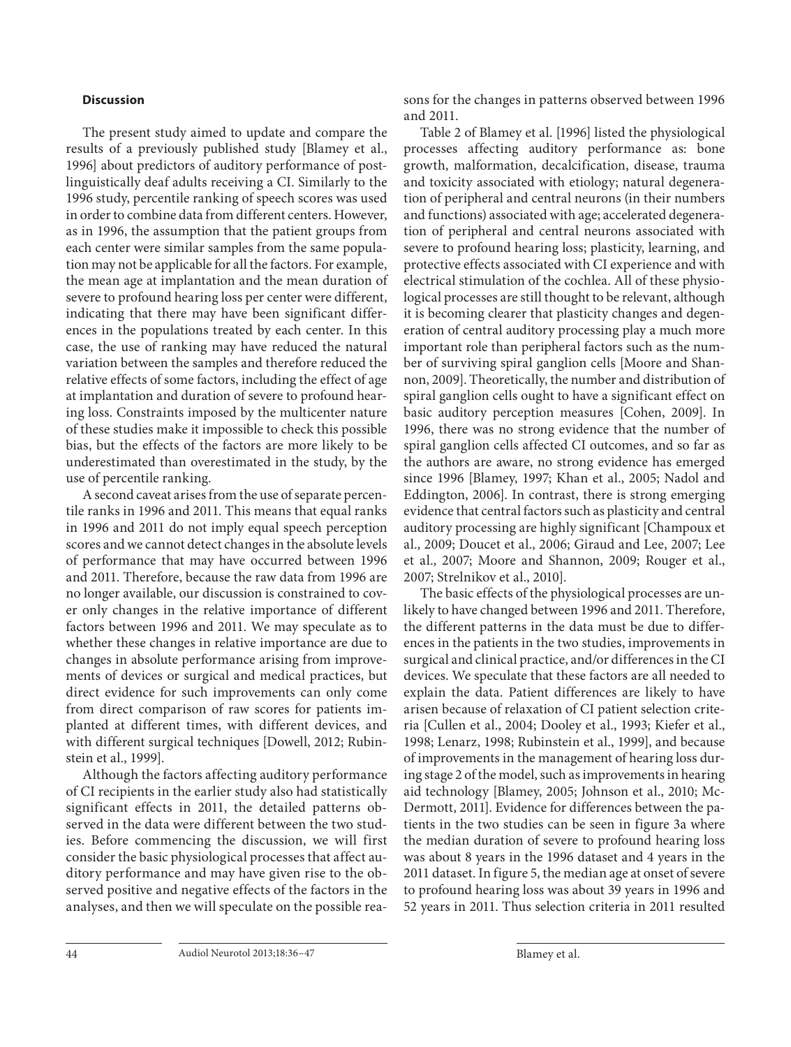## Discussion

The present study aimed to update and compare the results of a previously published study [Blamey et al., 1996] about predictors of auditory performance of postlinguistically deaf adults receiving a CI. Similarly to the 1996 study, percentile ranking of speech scores was used in order to combine data from different centers. However, as in 1996, the assumption that the patient groups from each center were similar samples from the same population may not be applicable for all the factors. For example, the mean age at implantation and the mean duration of severe to profound hearing loss per center were different, indicating that there may have been significant differences in the populations treated by each center. In this case, the use of ranking may have reduced the natural variation between the samples and therefore reduced the relative effects of some factors, including the effect of age at implantation and duration of severe to profound hearing loss. Constraints imposed by the multicenter nature of these studies make it impossible to check this possible bias, but the effects of the factors are more likely to be underestimated than overestimated in the study, by the use of percentile ranking.

A second caveat arises from the use of separate percentile ranks in 1996 and 2011. This means that equal ranks in 1996 and 2011 do not imply equal speech perception scores and we cannot detect changes in the absolute levels of performance that may have occurred between 1996 and 2011. Therefore, because the raw data from 1996 are no longer available, our discussion is constrained to cover only changes in the relative importance of different factors between 1996 and 2011. We may speculate as to whether these changes in relative importance are due to changes in absolute performance arising from improvements of devices or surgical and medical practices, but direct evidence for such improvements can only come from direct comparison of raw scores for patients implanted at different times, with different devices, and with different surgical techniques [Dowell, 2012; Rubinstein et al., 1999].

Although the factors affecting auditory performance of CI recipients in the earlier study also had statistically significant effects in 2011, the detailed patterns observed in the data were different between the two studies. Before commencing the discussion, we will first consider the basic physiological processes that affect auditory performance and may have given rise to the observed positive and negative effects of the factors in the analyses, and then we will speculate on the possible reasons for the changes in patterns observed between 1996 and 2011.

Table 2 of Blamey et al. [1996] listed the physiological processes affecting auditory performance as: bone growth, malformation, decalcification, disease, trauma and toxicity associated with etiology; natural degeneration of peripheral and central neurons (in their numbers and functions) associated with age; accelerated degeneration of peripheral and central neurons associated with severe to profound hearing loss; plasticity, learning, and protective effects associated with CI experience and with electrical stimulation of the cochlea. All of these physiological processes are still thought to be relevant, although it is becoming clearer that plasticity changes and degeneration of central auditory processing play a much more important role than peripheral factors such as the number of surviving spiral ganglion cells [Moore and Shannon, 2009]. Theoretically, the number and distribution of spiral ganglion cells ought to have a significant effect on basic auditory perception measures [Cohen, 2009]. In 1996, there was no strong evidence that the number of spiral ganglion cells affected CI outcomes, and so far as the authors are aware, no strong evidence has emerged since 1996 [Blamey, 1997; Khan et al., 2005; Nadol and Eddington, 2006]. In contrast, there is strong emerging evidence that central factors such as plasticity and central auditory processing are highly significant [Champoux et al., 2009; Doucet et al., 2006; Giraud and Lee, 2007; Lee et al., 2007; Moore and Shannon, 2009; Rouger et al., 2007; Strelnikov et al., 2010].

The basic effects of the physiological processes are unlikely to have changed between 1996 and 2011. Therefore, the different patterns in the data must be due to differences in the patients in the two studies, improvements in surgical and clinical practice, and/or differences in the CI devices. We speculate that these factors are all needed to explain the data. Patient differences are likely to have arisen because of relaxation of CI patient selection criteria [Cullen et al., 2004; Dooley et al., 1993; Kiefer et al., 1998; Lenarz, 1998; Rubinstein et al., 1999], and because of improvements in the management of hearing loss during stage 2 of the model, such as improvements in hearing aid technology [Blamey, 2005; Johnson et al., 2010; McDermott, 2011]. Evidence for differences between the patients in the two studies can be seen in figure 3a where the median duration of severe to profound hearing loss was about 8 years in the 1996 dataset and 4 years in the 2011 dataset. In figure 5, the median age at onset of severe to profound hearing loss was about 39 years in 1996 and 52 years in 2011. Thus selection criteria in 2011 resulted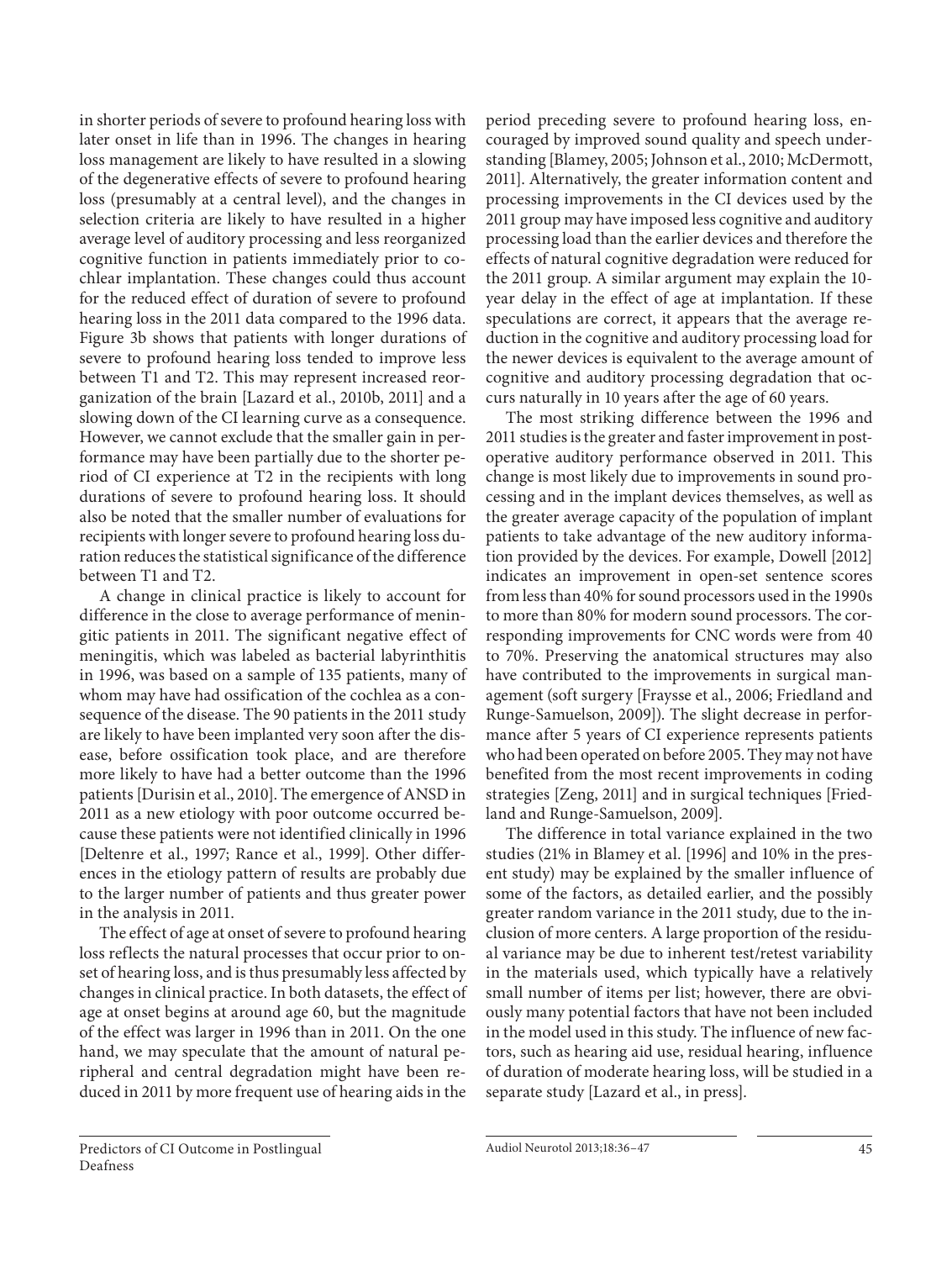in shorter periods of severe to profound hearing loss with later onset in life than in 1996. The changes in hearing loss management are likely to have resulted in a slowing of the degenerative effects of severe to profound hearing loss (presumably at a central level), and the changes in selection criteria are likely to have resulted in a higher average level of auditory processing and less reorganized cognitive function in patients immediately prior to cochlear implantation. These changes could thus account for the reduced effect of duration of severe to profound hearing loss in the 2011 data compared to the 1996 data. Figure 3b shows that patients with longer durations of severe to profound hearing loss tended to improve less between T1 and T2. This may represent increased reorganization of the brain [Lazard et al., 2010b, 2011] and a slowing down of the CI learning curve as a consequence. However, we cannot exclude that the smaller gain in performance may have been partially due to the shorter period of CI experience at T2 in the recipients with long durations of severe to profound hearing loss. It should also be noted that the smaller number of evaluations for recipients with longer severe to profound hearing loss duration reduces the statistical significance of the difference between T1 and T2.

A change in clinical practice is likely to account for difference in the close to average performance of meningitic patients in 2011. The significant negative effect of meningitis, which was labeled as bacterial labyrinthitis in 1996, was based on a sample of 135 patients, many of whom may have had ossification of the cochlea as a consequence of the disease. The 90 patients in the 2011 study are likely to have been implanted very soon after the disease, before ossification took place, and are therefore more likely to have had a better outcome than the 1996 patients [Durisin et al., 2010]. The emergence of ANSD in 2011 as a new etiology with poor outcome occurred because these patients were not identified clinically in 1996 [Deltenre et al., 1997; Rance et al., 1999]. Other differences in the etiology pattern of results are probably due to the larger number of patients and thus greater power in the analysis in 2011.

The effect of age at onset of severe to profound hearing loss reflects the natural processes that occur prior to onset of hearing loss, and is thus presumably less affected by changes in clinical practice. In both datasets, the effect of age at onset begins at around age 60, but the magnitude of the effect was larger in 1996 than in 2011. On the one hand, we may speculate that the amount of natural peripheral and central degradation might have been reduced in 2011 by more frequent use of hearing aids in the period preceding severe to profound hearing loss, encouraged by improved sound quality and speech understanding [Blamey, 2005; Johnson et al., 2010; McDermott, 2011]. Alternatively, the greater information content and processing improvements in the CI devices used by the 2011 group may have imposed less cognitive and auditory processing load than the earlier devices and therefore the effects of natural cognitive degradation were reduced for the 2011 group. A similar argument may explain the 10-year delay in the effect of age at implantation. If these speculations are correct, it appears that the average reduction in the cognitive and auditory processing load for the newer devices is equivalent to the average amount of cognitive and auditory processing degradation that occurs naturally in 10 years after the age of 60 years.

The most striking difference between the 1996 and 2011 studies is the greater and faster improvement in postoperative auditory performance observed in 2011. This change is most likely due to improvements in sound processing and in the implant devices themselves, as well as the greater average capacity of the population of implant patients to take advantage of the new auditory information provided by the devices. For example, Dowell [2012] indicates an improvement in open-set sentence scores from less than 40% for sound processors used in the 1990s to more than 80% for modern sound processors. The corresponding improvements for CNC words were from 40 to 70%. Preserving the anatomical structures may also have contributed to the improvements in surgical management (soft surgery [Fraysse et al., 2006; Friedland and Runge-Samuelson, 2009]). The slight decrease in performance after 5 years of CI experience represents patients who had been operated on before 2005. They may not have benefited from the most recent improvements in coding strategies [Zeng, 2011] and in surgical techniques [Friedland and Runge-Samuelson, 2009].

The difference in total variance explained in the two studies (21% in Blamey et al. [1996] and 10% in the present study) may be explained by the smaller influence of some of the factors, as detailed earlier, and the possibly greater random variance in the 2011 study, due to the inclusion of more centers. A large proportion of the residual variance may be due to inherent test/retest variability in the materials used, which typically have a relatively small number of items per list; however, there are obviously many potential factors that have not been included in the model used in this study. The influence of new factors, such as hearing aid use, residual hearing, influence of duration of moderate hearing loss, will be studied in a separate study [Lazard et al., in press].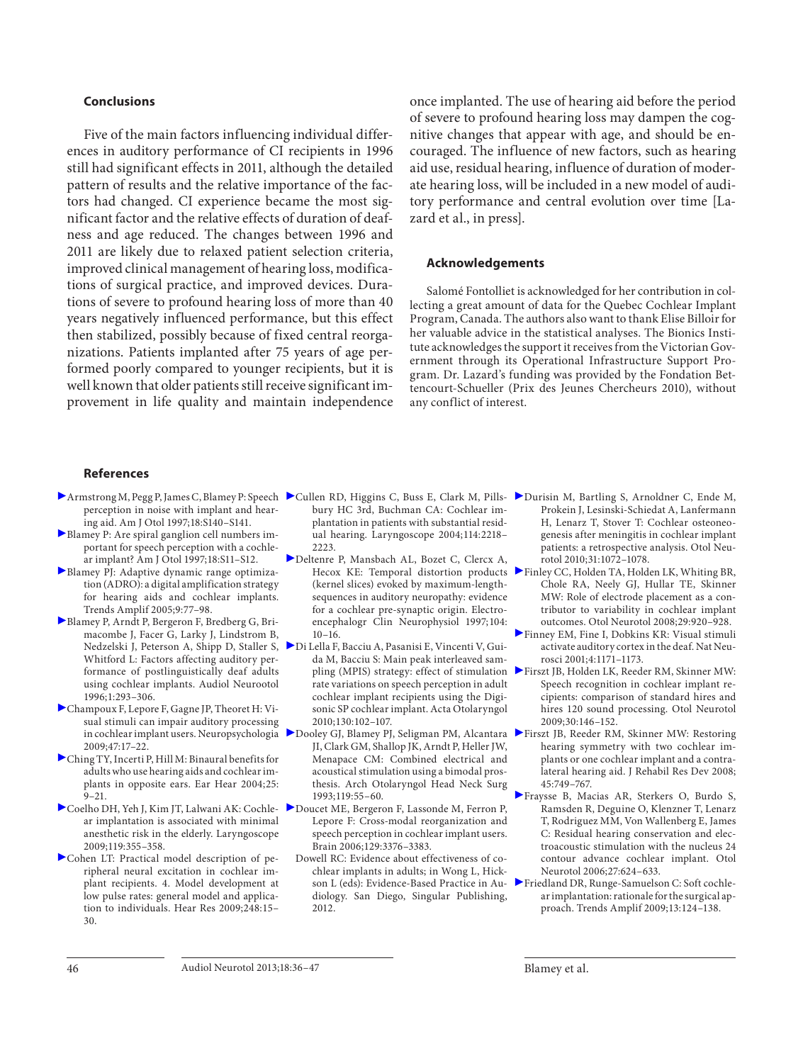## Conclusions

Five of the main factors influencing individual differences in auditory performance of CI recipients in 1996 still had significant effects in 2011, although the detailed pattern of results and the relative importance of the factors had changed. CI experience became the most significant factor and the relative effects of duration of deafness and age reduced. The changes between 1996 and 2011 are likely due to relaxed patient selection criteria, improved clinical management of hearing loss, modifications of surgical practice, and improved devices. Durations of severe to profound hearing loss of more than 40 years negatively influenced performance, but this effect then stabilized, possibly because of fixed central reorganizations. Patients implanted after 75 years of age performed poorly compared to younger recipients, but it is well known that older patients still receive significant improvement in life quality and maintain independence once implanted. The use of hearing aid before the period of severe to profound hearing loss may dampen the cognitive changes that appear with age, and should be encouraged. The influence of new factors, such as hearing aid use, residual hearing, influence of duration of moderate hearing loss, will be included in a new model of auditory performance and central evolution over time [Lazard et al., in press].

## Acknowledgements

Salomé Fontolliet is acknowledged for her contribution in collecting a great amount of data for the Quebec Cochlear Implant Program, Canada. The authors also want to thank Elise Billoir for her valuable advice in the statistical analyses. The Bionics Institute acknowledges the support it receives from the Victorian Government through its Operational Infrastructure Support Program. Dr. Lazard's funding was provided by the Fondation Bettencourt-Schueller (Prix des Jeunes Chercheurs 2010), without any conflict of interest.

## References

- Armstrong M, Pegg P, James C, Blamey P: Speech perception in noise with implant and hearing aid. Am J Otol 1997;18:S140–S141.
- Blamey P: Are spiral ganglion cell numbers important for speech perception with a cochlear implant? Am J Otol 1997;18:S11–S12.
- Blamey PJ: Adaptive dynamic range optimization (ADRO): a digital amplification strategy for hearing aids and cochlear implants. Trends Amplif 2005;9:77–98.
- Blamey P, Arndt P, Bergeron F, Bredberg G, Brimacombe J, Facer G, Larky J, Lindstrom B, Nedzelski J, Peterson A, Shipp D, Staller S, Whitford L: Factors affecting auditory performance of postlinguistically deaf adults using cochlear implants. Audiol Neurootol 1996;1:293–306.
- Champoux F, Lepore F, Gagne JP, Theoret H: Visual stimuli can impair auditory processing in cochlear implant users. Neuropsychologia 2009;47:17–22.
- Ching TY, Incerti P, Hill M: Binaural benefits for adults who use hearing aids and cochlear implants in opposite ears. Ear Hear 2004;25:9–21.
- Coelho DH, Yeh J, Kim JT, Lalwani AK: Cochlear implantation is associated with minimal anesthetic risk in the elderly. Laryngoscope 2009;119:355–358.
- Cohen LT: Practical model description of peripheral neural excitation in cochlear implant recipients. 4. Model development at low pulse rates: general model and application to individuals. Hear Res 2009;248:15–30.
- Cullen RD, Higgins C, Buss E, Clark M, Pillsbury HC 3rd, Buchman CA: Cochlear implantation in patients with substantial residual hearing. Laryngoscope 2004;114:2218–2223.
- Deltenre P, Mansbach AL, Bozet C, Clercx A, Hecox KE: Temporal distortion products (kernel slices) evoked by maximum-length-sequences in auditory neuropathy: evidence for a cochlear pre-synaptic origin. Electroencephalogr Clin Neurophysiol 1997;104:10–16.
- Di Lella F, Bacciu A, Pasanisi E, Vincenti V, Guida M, Bacciu S: Main peak interleaved sampling (MPIS) strategy: effect of stimulation rate variations on speech perception in adult cochlear implant recipients using the Digisonic SP cochlear implant. Acta Otolaryngol 2010;130:102–107.
- Dooley GJ, Blamey PJ, Seligman PM, Alcantara JI, Clark GM, Shallop JK, Arndt P, Heller JW, Menapace CM: Combined electrical and acoustical stimulation using a bimodal prosthesis. Arch Otolaryngol Head Neck Surg 1993;119:55–60.
- Doucet ME, Bergeron F, Lassonde M, Ferron P, Lepore F: Cross-modal reorganization and speech perception in cochlear implant users. Brain 2006;129:3376–3383.
- Dowell RC: Evidence about effectiveness of cochlear implants in adults; in Wong L, Hickson L (eds): Evidence-Based Practice in Audiology. San Diego, Singular Publishing, 2012.
- Durisin M, Bartling S, Arnoldner C, Ende M, Prokein J, Lesinski-Schiedat A, Lanfermann H, Lenarz T, Stover T: Cochlear osteoneogenesis after meningitis in cochlear implant patients: a retrospective analysis. Otol Neurotol 2010;31:1072–1078.
- Finley CC, Holden TA, Holden LK, Whiting BR, Chole RA, Neely GJ, Hullar TE, Skinner MW: Role of electrode placement as a contributor to variability in cochlear implant outcomes. Otol Neurotol 2008;29:920–928.
- Finney EM, Fine I, Dobkins KR: Visual stimuli activate auditory cortex in the deaf. Nat Neurosci 2001;4:1171–1173.
- Firszt JB, Holden LK, Reeder RM, Skinner MW: Speech recognition in cochlear implant recipients: comparison of standard hires and hires 120 sound processing. Otol Neurotol 2009;30:146–152.
- Firszt JB, Reeder RM, Skinner MW: Restoring hearing symmetry with two cochlear implants or one cochlear implant and a contralateral hearing aid. J Rehabil Res Dev 2008;45:749–767.
- Fraysse B, Macias AR, Sterkers O, Burdo S, Ramsden R, Deguine O, Klenzner T, Lenarz T, Rodriguez MM, Von Wallenberg E, James C: Residual hearing conservation and electroacoustic stimulation with the nucleus 24 contour advance cochlear implant. Otol Neurotol 2006;27:624–633.
- Friedland DR, Runge-Samuelson C: Soft cochlear implantation: rationale for the surgical approach. Trends Amplif 2009;13:124–138.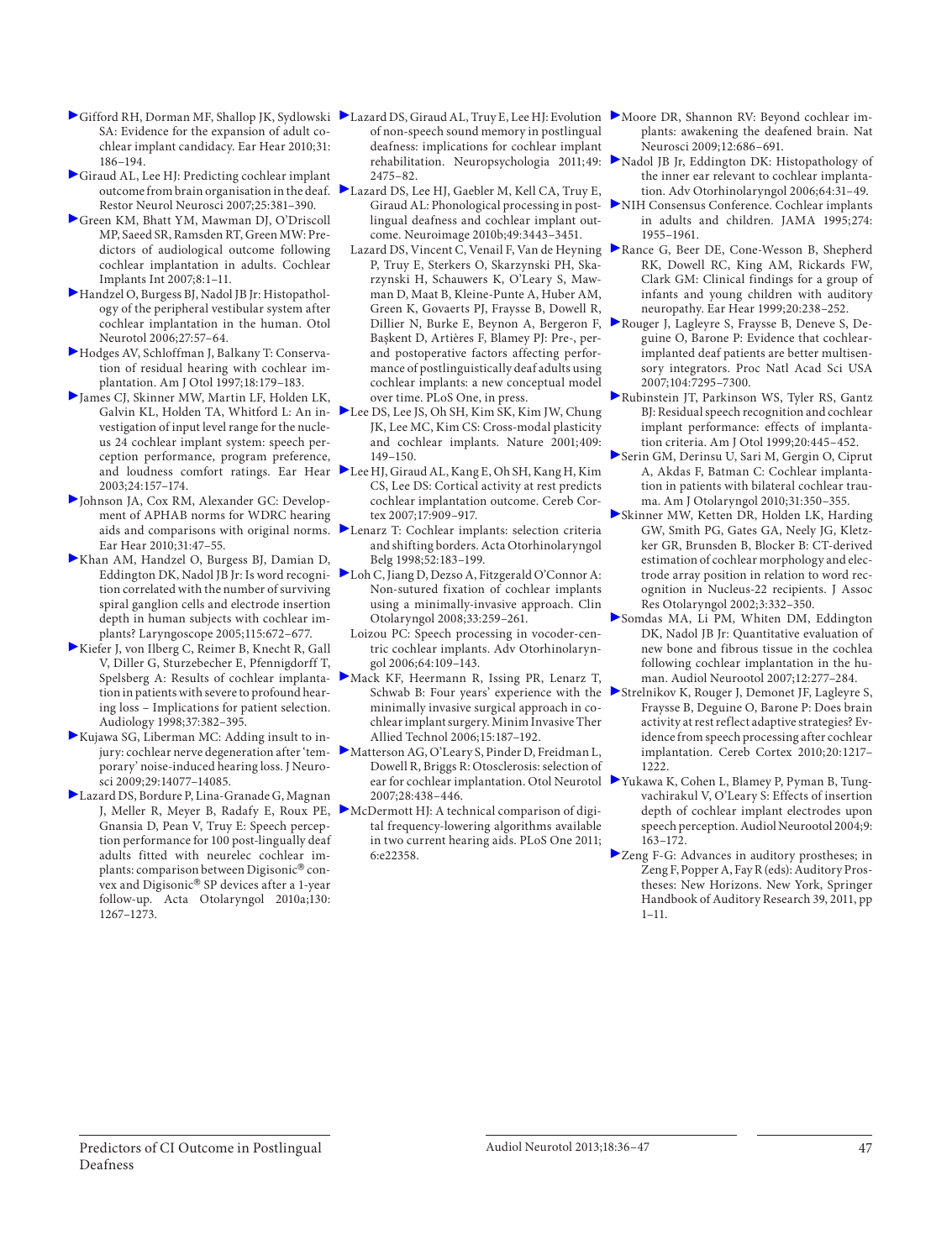- Gifford RH, Dorman MF, Shallop JK, Sydlowski SA: Evidence for the expansion of adult cochlear implant candidacy. Ear Hear 2010;31: 186–194.
- Giraud AL, Lee HJ: Predicting cochlear implant outcome from brain organisation in the deaf. Restor Neurol Neurosci 2007;25:381–390.
- Green KM, Bhatt YM, Mawman DJ, O'Driscoll MP, Saeed SR, Ramsden RT, Green MW: Predictors of audiological outcome following cochlear implantation in adults. Cochlear Implants Int 2007;8:1–11.
- Handzel O, Burgess BJ, Nadol JB Jr: Histopathology of the peripheral vestibular system after cochlear implantation in the human. Otol Neurotol 2006;27:57–64.
- Hodges AV, Schloffman J, Balkany T: Conservation of residual hearing with cochlear implantation. Am J Otol 1997;18:179–183.
- James CJ, Skinner MW, Martin LF, Holden LK, Galvin KL, Holden TA, Whitford L: An investigation of input level range for the nucleus 24 cochlear implant system: speech perception performance, program preference, and loudness comfort ratings. Ear Hear 2003;24:157–174.
- Johnson JA, Cox RM, Alexander GC: Development of APHAB norms for WDRC hearing aids and comparisons with original norms. Ear Hear 2010;31:47–55.
- Khan AM, Handzel O, Burgess BJ, Damian D, Eddington DK, Nadol JB Jr: Is word recognition correlated with the number of surviving spiral ganglion cells and electrode insertion depth in human subjects with cochlear implants? Laryngoscope 2005;115:672–677.
- Kiefer J, von Ilberg C, Reimer B, Knecht R, Gall V, Diller G, Sturzebecher E, Pfennigdorff T, Spelsberg A: Results of cochlear implantation in patients with severe to profound hearing loss – Implications for patient selection. Audiology 1998;37:382–395.
- Kujawa SG, Liberman MC: Adding insult to injury: cochlear nerve degeneration after 'temporary' noise-induced hearing loss. J Neurosci 2009;29:14077–14085.
- Lazard DS, Bordure P, Lina-Granade G, Magnan J, Meller R, Meyer B, Radafy E, Roux PE, Gnansia D, Pean V, Truy E: Speech perception performance for 100 post-lingually deaf adults fitted with neurelec cochlear implants: comparison between Digisonic® convex and Digisonic® SP devices after a 1-year follow-up. Acta Otolaryngol 2010a;130: 1267–1273.
- Lazard DS, Giraud AL, Truy E, Lee HJ: Evolution of non-speech sound memory in postlingual deafness: implications for cochlear implant rehabilitation. Neuropsychologia 2011;49: 2475–82.
- Lazard DS, Lee HJ, Gaebler M, Kell CA, Truy E, Giraud AL: Phonological processing in postlingual deafness and cochlear implant outcome. Neuroimage 2010b;49:3443–3451.
- Lazard DS, Vincent C, Venail F, Van de Heyning P, Truy E, Sterkers O, Skarzynski PH, Skarzynski H, Schauwers K, O'Leary S, Mawman D, Maat B, Kleine-Punte A, Huber AM, Green K, Govaerts PJ, Fraysse B, Dowell R, Dillier N, Burke E, Beynon A, Bergeron F, Başkent D, Artières F, Blamey PJ: Pre-, per- and postoperative factors affecting performance of postlinguistically deaf adults using cochlear implants: a new conceptual model over time. PLoS One, in press.
- Lee DS, Lee JS, Oh SH, Kim SK, Kim JW, Chung JK, Lee MC, Kim CS: Cross-modal plasticity and cochlear implants. Nature 2001;409: 149–150.
- Lee HJ, Giraud AL, Kang E, Oh SH, Kang H, Kim CS, Lee DS: Cortical activity at rest predicts cochlear implantation outcome. Cereb Cortex 2007;17:909–917.
- Lenarz T: Cochlear implants: selection criteria and shifting borders. Acta Otorhinolaryngol Belg 1998;52:183–199.
- Loh C, Jiang D, Dezso A, Fitzgerald O'Connor A: Non-sutured fixation of cochlear implants using a minimally-invasive approach. Clin Otolaryngol 2008;33:259–261.
- Loizou PC: Speech processing in vocoder-centric cochlear implants. Adv Otorhinolaryngol 2006;64:109–143.
- Mack KF, Heermann R, Issing PR, Lenarz T, Schwab B: Four years' experience with the minimally invasive surgical approach in cochlear implant surgery. Minim Invasive Ther Allied Technol 2006;15:187–192.
- Matterson AG, O'Leary S, Pinder D, Freidman L, Dowell R, Briggs R: Otosclerosis: selection of ear for cochlear implantation. Otol Neurotol 2007;28:438–446.
- McDermott HJ: A technical comparison of digital frequency-lowering algorithms available in two current hearing aids. PLoS One 2011; 6:e22358.
- Moore DR, Shannon RV: Beyond cochlear implants: awakening the deafened brain. Nat Neurosci 2009;12:686–691.
- Nadol JB Jr, Eddington DK: Histopathology of the inner ear relevant to cochlear implantation. Adv Otorhinolaryngol 2006;64:31–49.
- NIH Consensus Conference. Cochlear implants in adults and children. JAMA 1995;274: 1955–1961.
- Rance G, Beer DE, Cone-Wesson B, Shepherd RK, Dowell RC, King AM, Rickards FW, Clark GM: Clinical findings for a group of infants and young children with auditory neuropathy. Ear Hear 1999;20:238–252.
- Rouger J, Lagleyre S, Fraysse B, Deneve S, Deguine O, Barone P: Evidence that cochlear-implanted deaf patients are better multisensory integrators. Proc Natl Acad Sci USA 2007;104:7295–7300.
- Rubinstein JT, Parkinson WS, Tyler RS, Gantz BJ: Residual speech recognition and cochlear implant performance: effects of implantation criteria. Am J Otol 1999;20:445–452.
- Serin GM, Derinsu U, Sari M, Gergin O, Ciprut A, Akdas F, Batman C: Cochlear implantation in patients with bilateral cochlear trauma. Am J Otolaryngol 2010;31:350–355.
- Skinner MW, Ketten DR, Holden LK, Harding GW, Smith PG, Gates GA, Neely JG, Kletzker GR, Brunsden B, Blocker B: CT-derived estimation of cochlear morphology and electrode array position in relation to word recognition in Nucleus-22 recipients. J Assoc Res Otolaryngol 2002;3:332–350.
- Somdas MA, Li PM, Whiten DM, Eddington DK, Nadol JB Jr: Quantitative evaluation of new bone and fibrous tissue in the cochlea following cochlear implantation in the human. Audiol Neurootol 2007;12:277–284.
- Strelnikov K, Rouger J, Demonet JF, Lagleyre S, Fraysse B, Deguine O, Barone P: Does brain activity at rest reflect adaptive strategies? Evidence from speech processing after cochlear implantation. Cereb Cortex 2010;20:1217–1222.
- Yukawa K, Cohen L, Blamey P, Pyman B, Tungvachirakul V, O'Leary S: Effects of insertion depth of cochlear implant electrodes upon speech perception. Audiol Neurootol 2004;9: 163–172.
- Zeng F-G: Advances in auditory prostheses; in Zeng F, Popper A, Fay R (eds): Auditory Prostheses: New Horizons. New York, Springer Handbook of Auditory Research 39, 2011, pp 1–11.